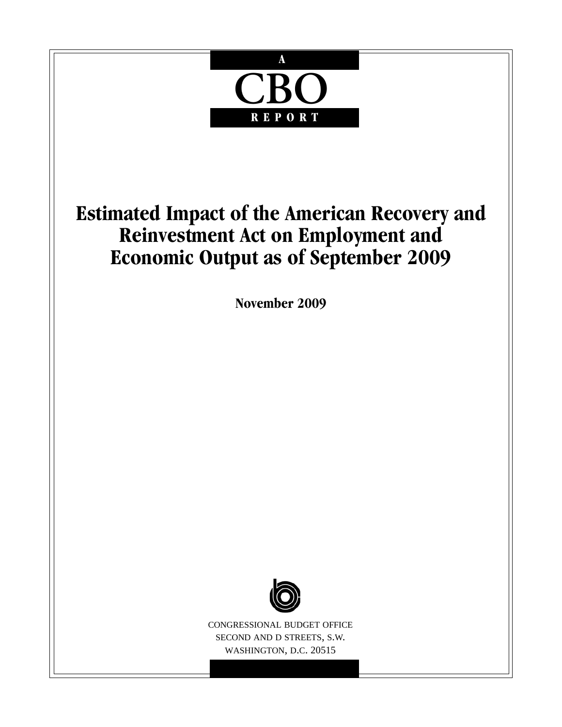A

# CBO

REPORT

# Estimated Impact of the American Recovery and Reinvestment Act on Employment and Economic Output as of September 2009

**November 2009**

CONGRESSIONAL BUDGET OFFICE
SECOND AND D STREETS, S.W.
WASHINGTON, D.C. 20515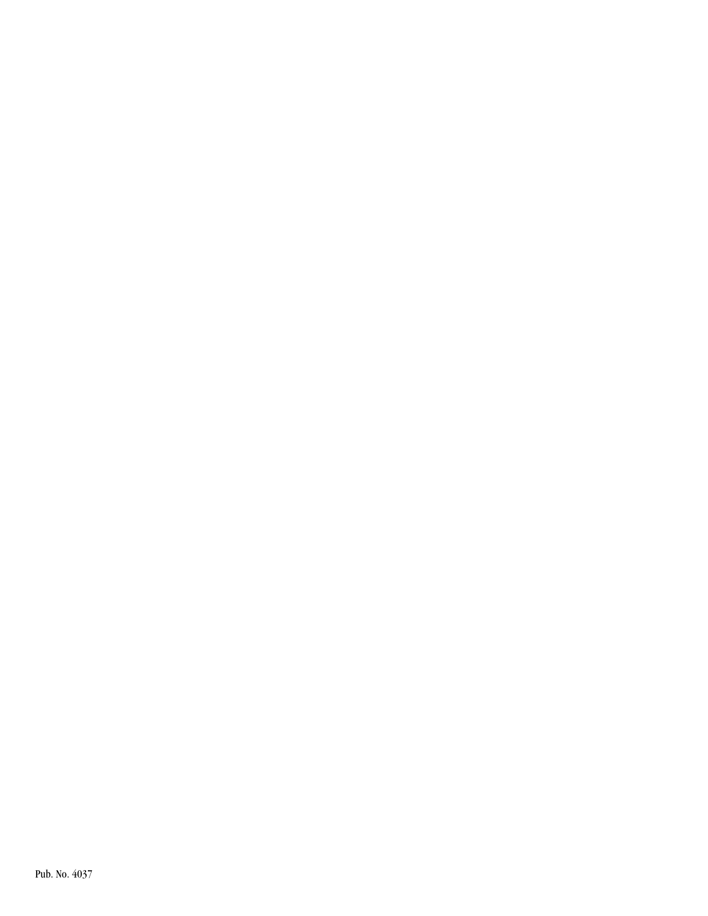Pub. No. 4037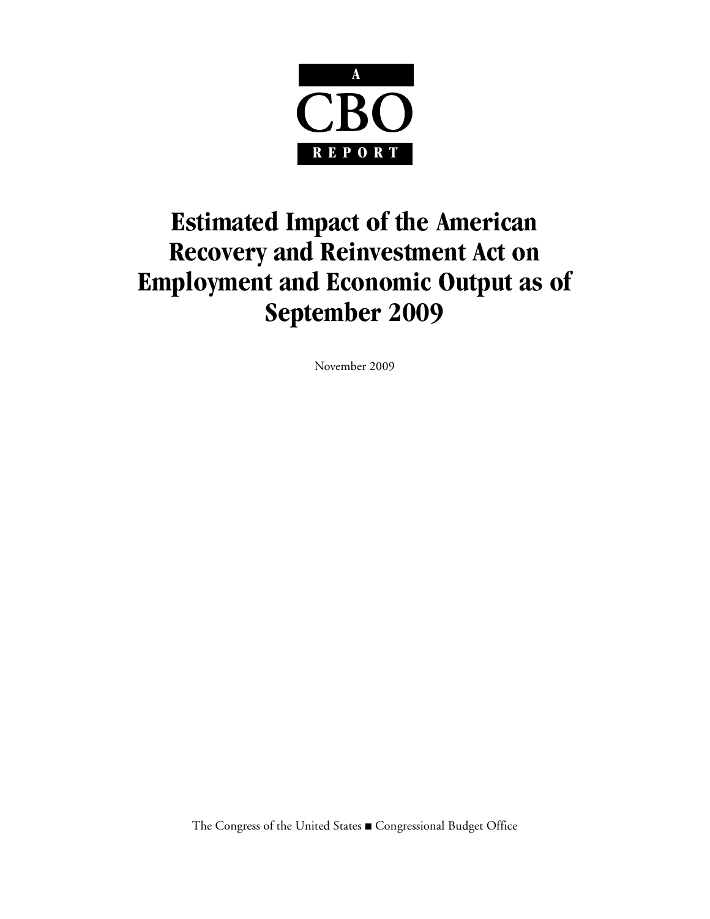A

CBO

REPORT

# Estimated Impact of the American Recovery and Reinvestment Act on Employment and Economic Output as of September 2009

November 2009

The Congress of the United States ■ Congressional Budget Office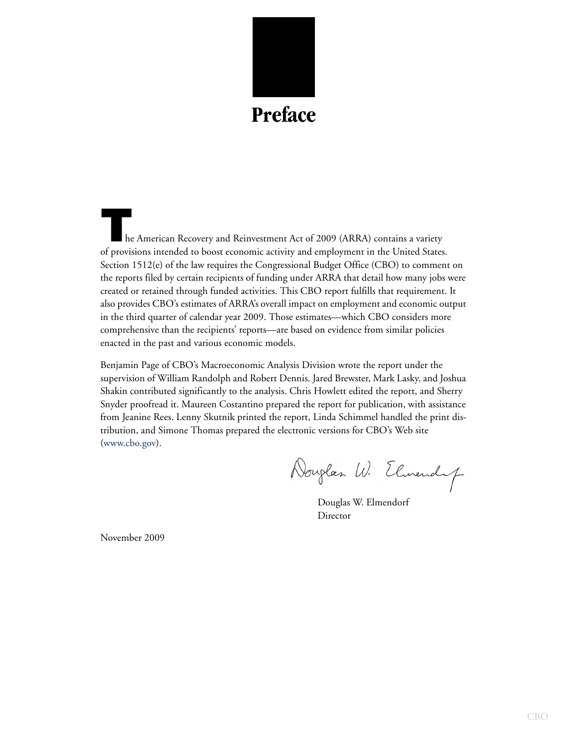# Preface

The American Recovery and Reinvestment Act of 2009 (ARRA) contains a variety of provisions intended to boost economic activity and employment in the United States. Section 1512(e) of the law requires the Congressional Budget Office (CBO) to comment on the reports filed by certain recipients of funding under ARRA that detail how many jobs were created or retained through funded activities. This CBO report fulfills that requirement. It also provides CBO's estimates of ARRA's overall impact on employment and economic output in the third quarter of calendar year 2009. Those estimates—which CBO considers more comprehensive than the recipients' reports—are based on evidence from similar policies enacted in the past and various economic models.

Benjamin Page of CBO's Macroeconomic Analysis Division wrote the report under the supervision of William Randolph and Robert Dennis. Jared Brewster, Mark Lasky, and Joshua Shakin contributed significantly to the analysis. Chris Howlett edited the report, and Sherry Snyder proofread it. Maureen Costantino prepared the report for publication, with assistance from Jeanine Rees. Lenny Skutnik printed the report, Linda Schimmel handled the print distribution, and Simone Thomas prepared the electronic versions for CBO's Web site (www.cbo.gov).

Douglas W. Elmendorf
Director

November 2009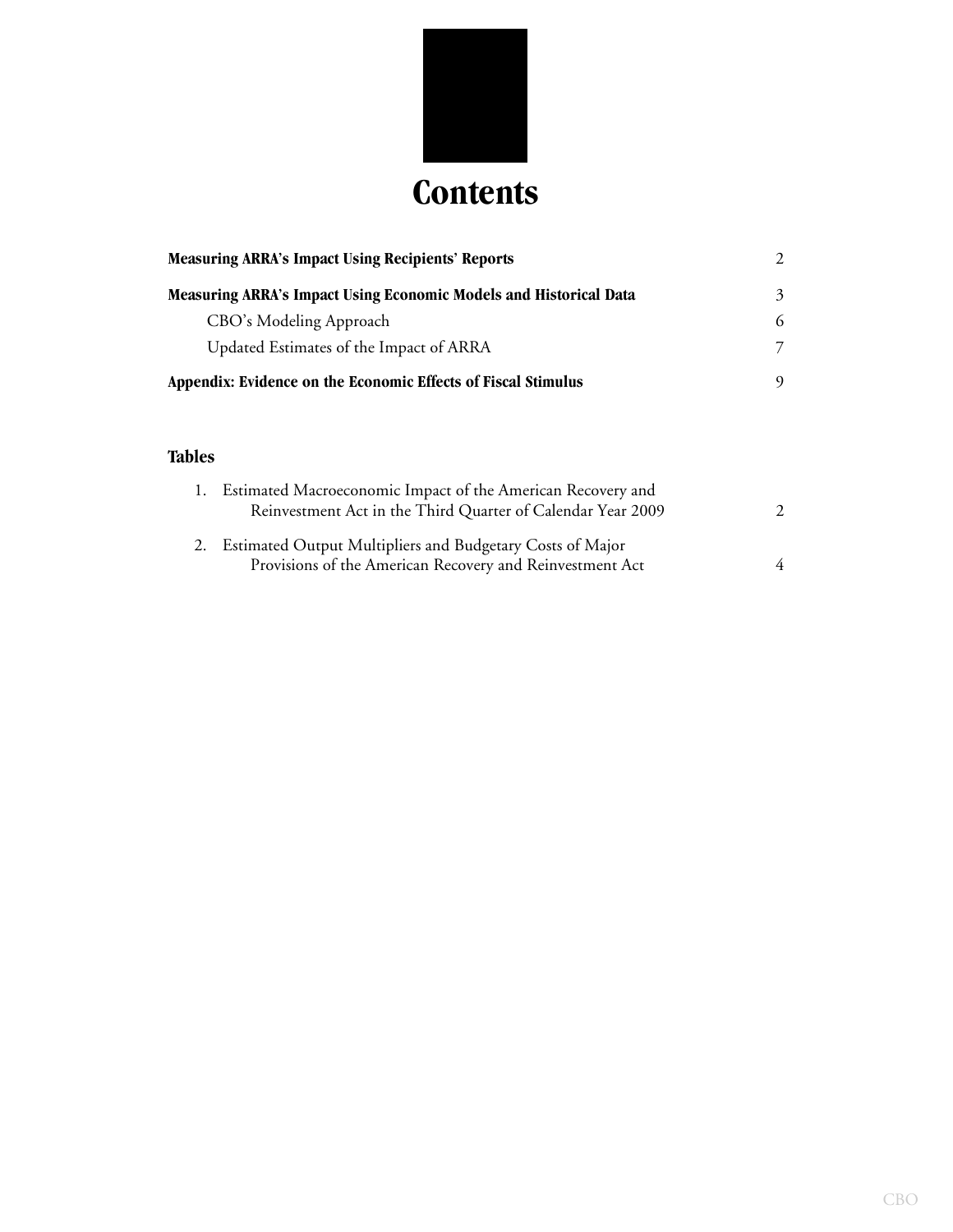# Contents

| | |
|---|---|
| **Measuring ARRA's Impact Using Recipients' Reports** | 2 |
| **Measuring ARRA's Impact Using Economic Models and Historical Data** | 3 |
| CBO's Modeling Approach | 6 |
| Updated Estimates of the Impact of ARRA | 7 |
| **Appendix: Evidence on the Economic Effects of Fiscal Stimulus** | 9 |

## Tables

| | |
|---|---|
| 1. Estimated Macroeconomic Impact of the American Recovery and Reinvestment Act in the Third Quarter of Calendar Year 2009 | 2 |
| 2. Estimated Output Multipliers and Budgetary Costs of Major Provisions of the American Recovery and Reinvestment Act | 4 |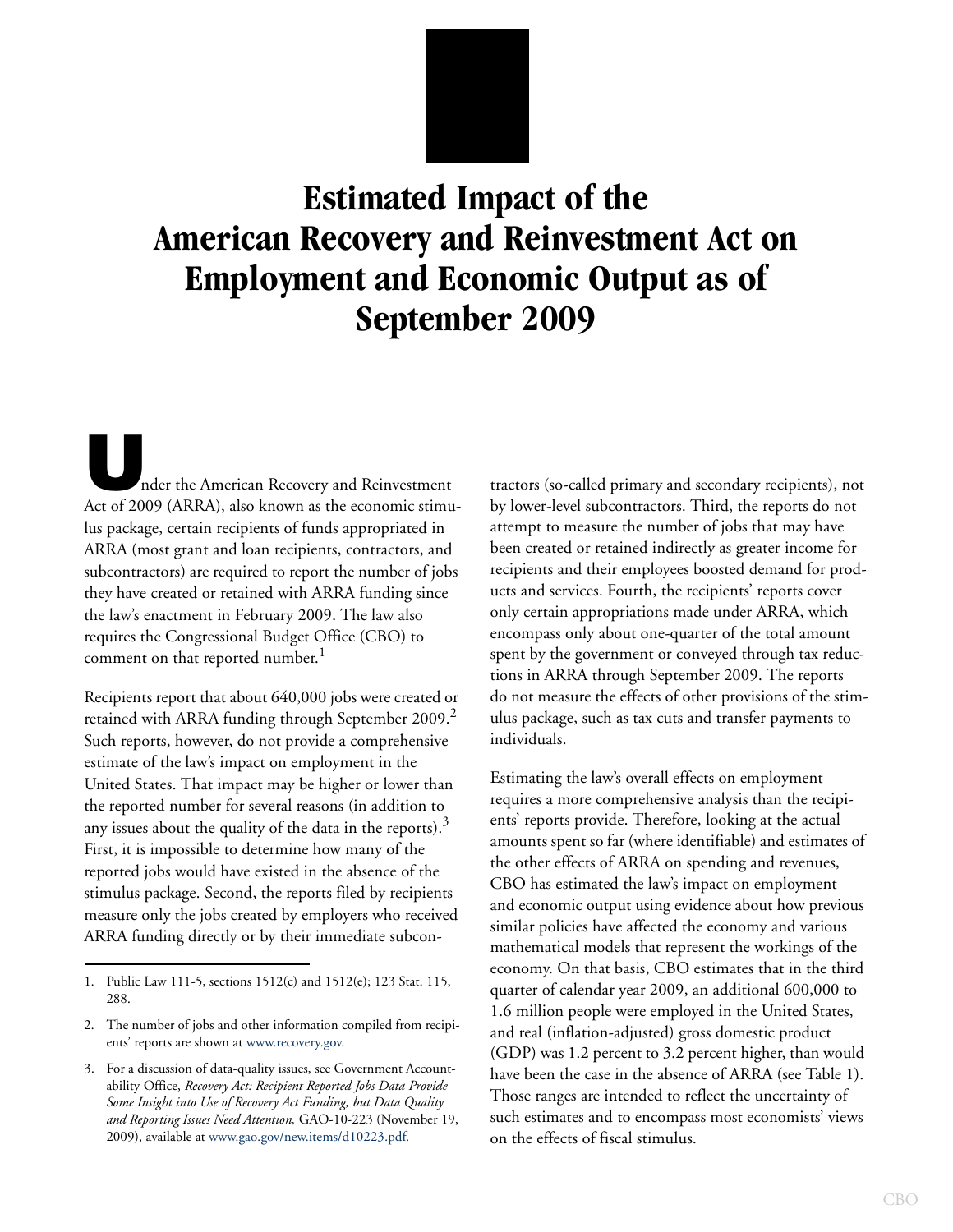# Estimated Impact of the American Recovery and Reinvestment Act on Employment and Economic Output as of September 2009

Under the American Recovery and Reinvestment Act of 2009 (ARRA), also known as the economic stimulus package, certain recipients of funds appropriated in ARRA (most grant and loan recipients, contractors, and subcontractors) are required to report the number of jobs they have created or retained with ARRA funding since the law's enactment in February 2009. The law also requires the Congressional Budget Office (CBO) to comment on that reported number.[1]

Recipients report that about 640,000 jobs were created or retained with ARRA funding through September 2009.[2] Such reports, however, do not provide a comprehensive estimate of the law's impact on employment in the United States. That impact may be higher or lower than the reported number for several reasons (in addition to any issues about the quality of the data in the reports).[3] First, it is impossible to determine how many of the reported jobs would have existed in the absence of the stimulus package. Second, the reports filed by recipients measure only the jobs created by employers who received ARRA funding directly or by their immediate subcontractors (so-called primary and secondary recipients), not by lower-level subcontractors. Third, the reports do not attempt to measure the number of jobs that may have been created or retained indirectly as greater income for recipients and their employees boosted demand for products and services. Fourth, the recipients' reports cover only certain appropriations made under ARRA, which encompass only about one-quarter of the total amount spent by the government or conveyed through tax reductions in ARRA through September 2009. The reports do not measure the effects of other provisions of the stimulus package, such as tax cuts and transfer payments to individuals.

Estimating the law's overall effects on employment requires a more comprehensive analysis than the recipients' reports provide. Therefore, looking at the actual amounts spent so far (where identifiable) and estimates of the other effects of ARRA on spending and revenues, CBO has estimated the law's impact on employment and economic output using evidence about how previous similar policies have affected the economy and various mathematical models that represent the workings of the economy. On that basis, CBO estimates that in the third quarter of calendar year 2009, an additional 600,000 to 1.6 million people were employed in the United States, and real (inflation-adjusted) gross domestic product (GDP) was 1.2 percent to 3.2 percent higher, than would have been the case in the absence of ARRA (see Table 1). Those ranges are intended to reflect the uncertainty of such estimates and to encompass most economists' views on the effects of fiscal stimulus.

1. Public Law 111-5, sections 1512(c) and 1512(e); 123 Stat. 115, 288.

2. The number of jobs and other information compiled from recipients' reports are shown at www.recovery.gov.

3. For a discussion of data-quality issues, see Government Accountability Office, *Recovery Act: Recipient Reported Jobs Data Provide Some Insight into Use of Recovery Act Funding, but Data Quality and Reporting Issues Need Attention,* GAO-10-223 (November 19, 2009), available at www.gao.gov/new.items/d10223.pdf.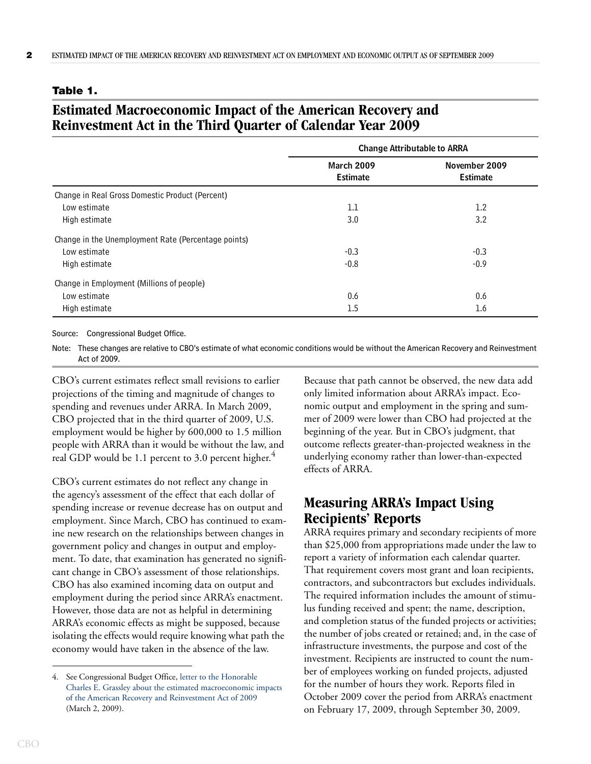**Table 1.**

## Estimated Macroeconomic Impact of the American Recovery and Reinvestment Act in the Third Quarter of Calendar Year 2009

| | Change Attributable to ARRA | |
|---|---|---|
| | March 2009 Estimate | November 2009 Estimate |
| Change in Real Gross Domestic Product (Percent) | | |
| Low estimate | 1.1 | 1.2 |
| High estimate | 3.0 | 3.2 |
| Change in the Unemployment Rate (Percentage points) | | |
| Low estimate | -0.3 | -0.3 |
| High estimate | -0.8 | -0.9 |
| Change in Employment (Millions of people) | | |
| Low estimate | 0.6 | 0.6 |
| High estimate | 1.5 | 1.6 |

Source: Congressional Budget Office.

Note: These changes are relative to CBO's estimate of what economic conditions would be without the American Recovery and Reinvestment Act of 2009.

CBO's current estimates reflect small revisions to earlier projections of the timing and magnitude of changes to spending and revenues under ARRA. In March 2009, CBO projected that in the third quarter of 2009, U.S. employment would be higher by 600,000 to 1.5 million people with ARRA than it would be without the law, and real GDP would be 1.1 percent to 3.0 percent higher.[4]

CBO's current estimates do not reflect any change in the agency's assessment of the effect that each dollar of spending increase or revenue decrease has on output and employment. Since March, CBO has continued to examine new research on the relationships between changes in government policy and changes in output and employment. To date, that examination has generated no significant change in CBO's assessment of those relationships. CBO has also examined incoming data on output and employment during the period since ARRA's enactment. However, those data are not as helpful in determining ARRA's economic effects as might be supposed, because isolating the effects would require knowing what path the economy would have taken in the absence of the law. Because that path cannot be observed, the new data add only limited information about ARRA's impact. Economic output and employment in the spring and summer of 2009 were lower than CBO had projected at the beginning of the year. But in CBO's judgment, that outcome reflects greater-than-projected weakness in the underlying economy rather than lower-than-expected effects of ARRA.

## Measuring ARRA's Impact Using Recipients' Reports

ARRA requires primary and secondary recipients of more than $25,000 from appropriations made under the law to report a variety of information each calendar quarter. That requirement covers most grant and loan recipients, contractors, and subcontractors but excludes individuals. The required information includes the amount of stimulus funding received and spent; the name, description, and completion status of the funded projects or activities; the number of jobs created or retained; and, in the case of infrastructure investments, the purpose and cost of the investment. Recipients are instructed to count the number of employees working on funded projects, adjusted for the number of hours they work. Reports filed in October 2009 cover the period from ARRA's enactment on February 17, 2009, through September 30, 2009.

4. See Congressional Budget Office, letter to the Honorable Charles E. Grassley about the estimated macroeconomic impacts of the American Recovery and Reinvestment Act of 2009 (March 2, 2009).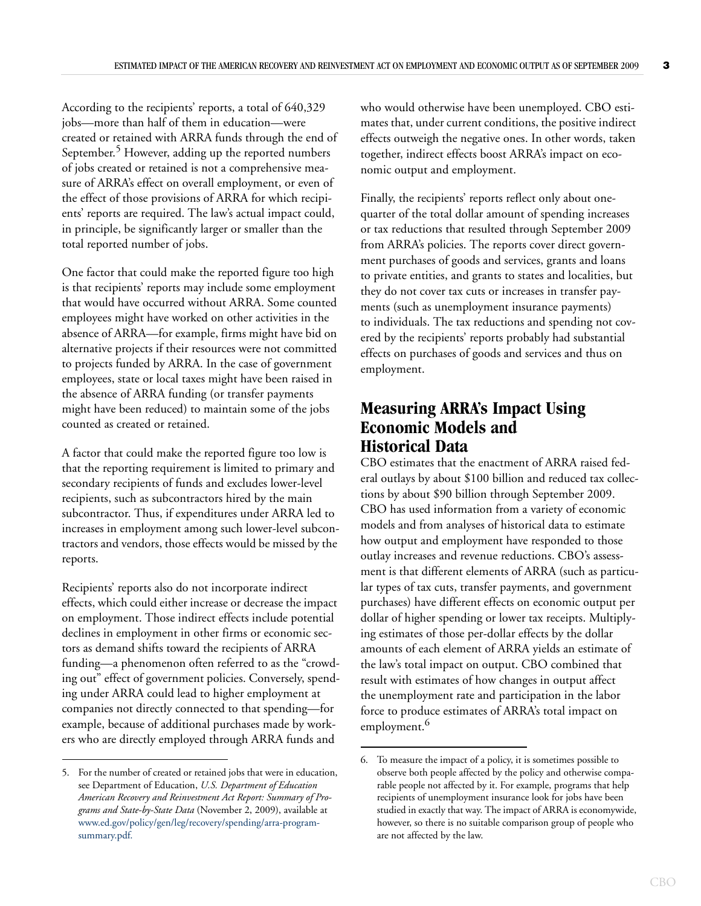According to the recipients' reports, a total of 640,329 jobs—more than half of them in education—were created or retained with ARRA funds through the end of September.[5] However, adding up the reported numbers of jobs created or retained is not a comprehensive measure of ARRA's effect on overall employment, or even of the effect of those provisions of ARRA for which recipients' reports are required. The law's actual impact could, in principle, be significantly larger or smaller than the total reported number of jobs.

One factor that could make the reported figure too high is that recipients' reports may include some employment that would have occurred without ARRA. Some counted employees might have worked on other activities in the absence of ARRA—for example, firms might have bid on alternative projects if their resources were not committed to projects funded by ARRA. In the case of government employees, state or local taxes might have been raised in the absence of ARRA funding (or transfer payments might have been reduced) to maintain some of the jobs counted as created or retained.

A factor that could make the reported figure too low is that the reporting requirement is limited to primary and secondary recipients of funds and excludes lower-level recipients, such as subcontractors hired by the main subcontractor. Thus, if expenditures under ARRA led to increases in employment among such lower-level subcontractors and vendors, those effects would be missed by the reports.

Recipients' reports also do not incorporate indirect effects, which could either increase or decrease the impact on employment. Those indirect effects include potential declines in employment in other firms or economic sectors as demand shifts toward the recipients of ARRA funding—a phenomenon often referred to as the "crowding out" effect of government policies. Conversely, spending under ARRA could lead to higher employment at companies not directly connected to that spending—for example, because of additional purchases made by workers who are directly employed through ARRA funds and who would otherwise have been unemployed. CBO estimates that, under current conditions, the positive indirect effects outweigh the negative ones. In other words, taken together, indirect effects boost ARRA's impact on economic output and employment.

Finally, the recipients' reports reflect only about one-quarter of the total dollar amount of spending increases or tax reductions that resulted through September 2009 from ARRA's policies. The reports cover direct government purchases of goods and services, grants and loans to private entities, and grants to states and localities, but they do not cover tax cuts or increases in transfer payments (such as unemployment insurance payments) to individuals. The tax reductions and spending not covered by the recipients' reports probably had substantial effects on purchases of goods and services and thus on employment.

## Measuring ARRA's Impact Using Economic Models and Historical Data

CBO estimates that the enactment of ARRA raised federal outlays by about $100 billion and reduced tax collections by about $90 billion through September 2009. CBO has used information from a variety of economic models and from analyses of historical data to estimate how output and employment have responded to those outlay increases and revenue reductions. CBO's assessment is that different elements of ARRA (such as particular types of tax cuts, transfer payments, and government purchases) have different effects on economic output per dollar of higher spending or lower tax receipts. Multiplying estimates of those per-dollar effects by the dollar amounts of each element of ARRA yields an estimate of the law's total impact on output. CBO combined that result with estimates of how changes in output affect the unemployment rate and participation in the labor force to produce estimates of ARRA's total impact on employment.[6]

---

5. For the number of created or retained jobs that were in education, see Department of Education, *U.S. Department of Education American Recovery and Reinvestment Act Report: Summary of Programs and State-by-State Data* (November 2, 2009), available at www.ed.gov/policy/gen/leg/recovery/spending/arra-program-summary.pdf.

6. To measure the impact of a policy, it is sometimes possible to observe both people affected by the policy and otherwise comparable people not affected by it. For example, programs that help recipients of unemployment insurance look for jobs have been studied in exactly that way. The impact of ARRA is economywide, however, so there is no suitable comparison group of people who are not affected by the law.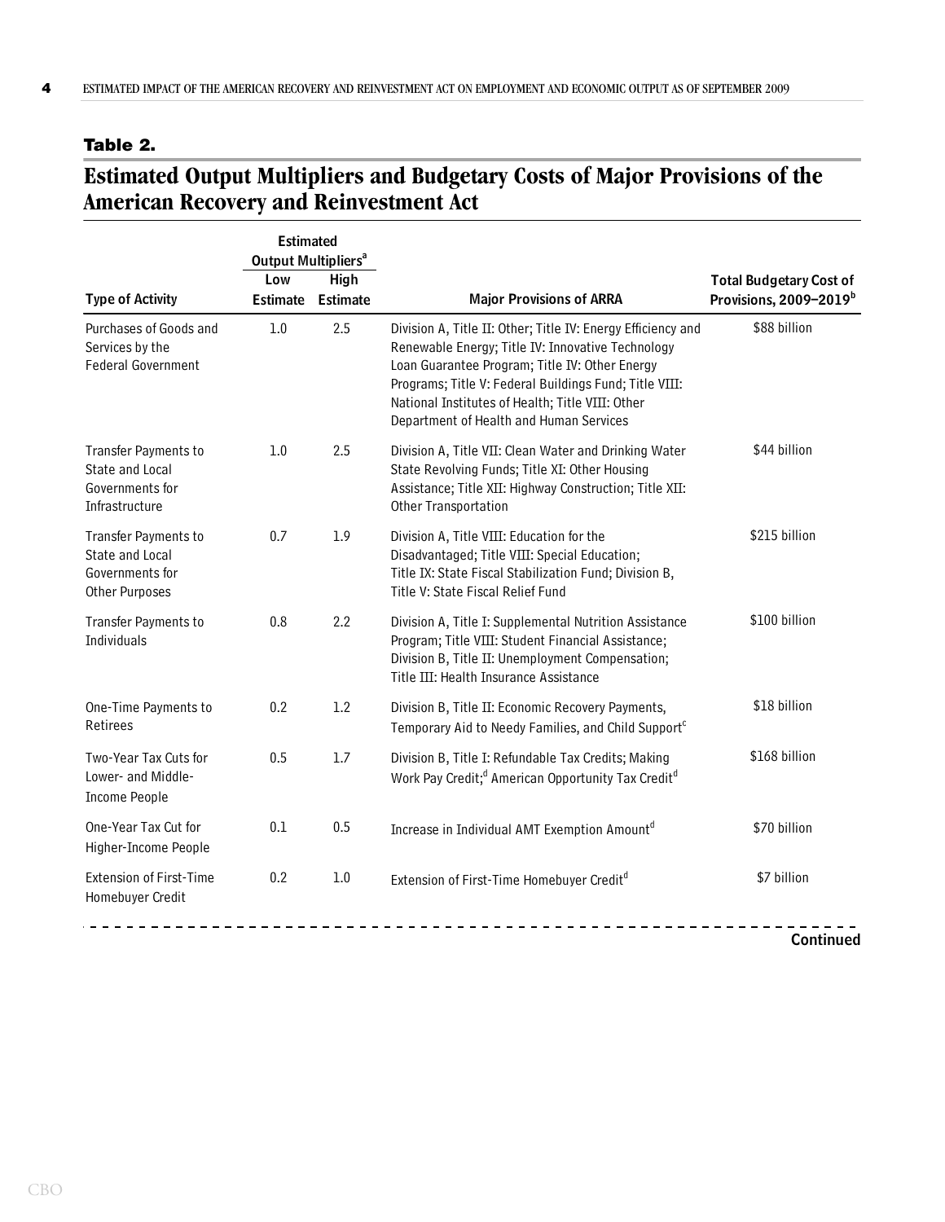**Table 2.**

## Estimated Output Multipliers and Budgetary Costs of Major Provisions of the American Recovery and Reinvestment Act

| Type of Activity | Estimated Output Multipliers[a] Low Estimate | High Estimate | Major Provisions of ARRA | Total Budgetary Cost of Provisions, 2009–2019[b] |
|---|---|---|---|---|
| Purchases of Goods and Services by the Federal Government | 1.0 | 2.5 | Division A, Title II: Other; Title IV: Energy Efficiency and Renewable Energy; Title IV: Innovative Technology Loan Guarantee Program; Title IV: Other Energy Programs; Title V: Federal Buildings Fund; Title VIII: National Institutes of Health; Title VIII: Other Department of Health and Human Services | $88 billion |
| Transfer Payments to State and Local Governments for Infrastructure | 1.0 | 2.5 | Division A, Title VII: Clean Water and Drinking Water State Revolving Funds; Title XI: Other Housing Assistance; Title XII: Highway Construction; Title XII: Other Transportation | $44 billion |
| Transfer Payments to State and Local Governments for Other Purposes | 0.7 | 1.9 | Division A, Title VIII: Education for the Disadvantaged; Title VIII: Special Education; Title IX: State Fiscal Stabilization Fund; Division B, Title V: State Fiscal Relief Fund | $215 billion |
| Transfer Payments to Individuals | 0.8 | 2.2 | Division A, Title I: Supplemental Nutrition Assistance Program; Title VIII: Student Financial Assistance; Division B, Title II: Unemployment Compensation; Title III: Health Insurance Assistance | $100 billion |
| One-Time Payments to Retirees | 0.2 | 1.2 | Division B, Title II: Economic Recovery Payments, Temporary Aid to Needy Families, and Child Support[c] | $18 billion |
| Two-Year Tax Cuts for Lower- and Middle-Income People | 0.5 | 1.7 | Division B, Title I: Refundable Tax Credits; Making Work Pay Credit;[d] American Opportunity Tax Credit[d] | $168 billion |
| One-Year Tax Cut for Higher-Income People | 0.1 | 0.5 | Increase in Individual AMT Exemption Amount[d] | $70 billion |
| Extension of First-Time Homebuyer Credit | 0.2 | 1.0 | Extension of First-Time Homebuyer Credit[d] | $7 billion |

**Continued**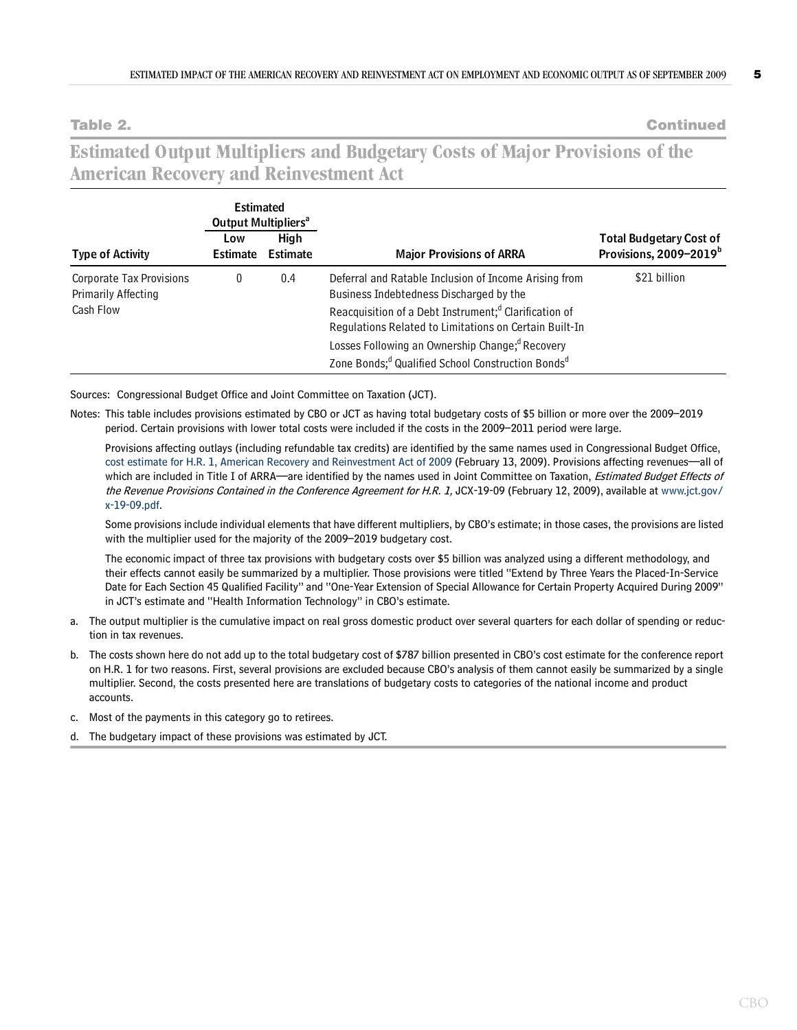**Table 2.** **Continued**

## Estimated Output Multipliers and Budgetary Costs of Major Provisions of the American Recovery and Reinvestment Act

| | Estimated Output Multipliers[a] | | | |
|---|---|---|---|---|
| Type of Activity | Low Estimate | High Estimate | Major Provisions of ARRA | Total Budgetary Cost of Provisions, 2009–2019[b] |
| Corporate Tax Provisions Primarily Affecting Cash Flow | 0 | 0.4 | Deferral and Ratable Inclusion of Income Arising from Business Indebtedness Discharged by the Reacquisition of a Debt Instrument;[d] Clarification of Regulations Related to Limitations on Certain Built-In Losses Following an Ownership Change;[d] Recovery Zone Bonds;[d] Qualified School Construction Bonds[d] | $21 billion |

Sources: Congressional Budget Office and Joint Committee on Taxation (JCT).

Notes: This table includes provisions estimated by CBO or JCT as having total budgetary costs of $5 billion or more over the 2009–2019 period. Certain provisions with lower total costs were included if the costs in the 2009–2011 period were large.

Provisions affecting outlays (including refundable tax credits) are identified by the same names used in Congressional Budget Office, cost estimate for H.R. 1, American Recovery and Reinvestment Act of 2009 (February 13, 2009). Provisions affecting revenues—all of which are included in Title I of ARRA—are identified by the names used in Joint Committee on Taxation, *Estimated Budget Effects of the Revenue Provisions Contained in the Conference Agreement for H.R. 1,* JCX-19-09 (February 12, 2009), available at www.jct.gov/x-19-09.pdf.

Some provisions include individual elements that have different multipliers, by CBO's estimate; in those cases, the provisions are listed with the multiplier used for the majority of the 2009–2019 budgetary cost.

The economic impact of three tax provisions with budgetary costs over $5 billion was analyzed using a different methodology, and their effects cannot easily be summarized by a multiplier. Those provisions were titled "Extend by Three Years the Placed-In-Service Date for Each Section 45 Qualified Facility" and "One-Year Extension of Special Allowance for Certain Property Acquired During 2009" in JCT's estimate and "Health Information Technology" in CBO's estimate.

a. The output multiplier is the cumulative impact on real gross domestic product over several quarters for each dollar of spending or reduction in tax revenues.

b. The costs shown here do not add up to the total budgetary cost of $787 billion presented in CBO's cost estimate for the conference report on H.R. 1 for two reasons. First, several provisions are excluded because CBO's analysis of them cannot easily be summarized by a single multiplier. Second, the costs presented here are translations of budgetary costs to categories of the national income and product accounts.

c. Most of the payments in this category go to retirees.

d. The budgetary impact of these provisions was estimated by JCT.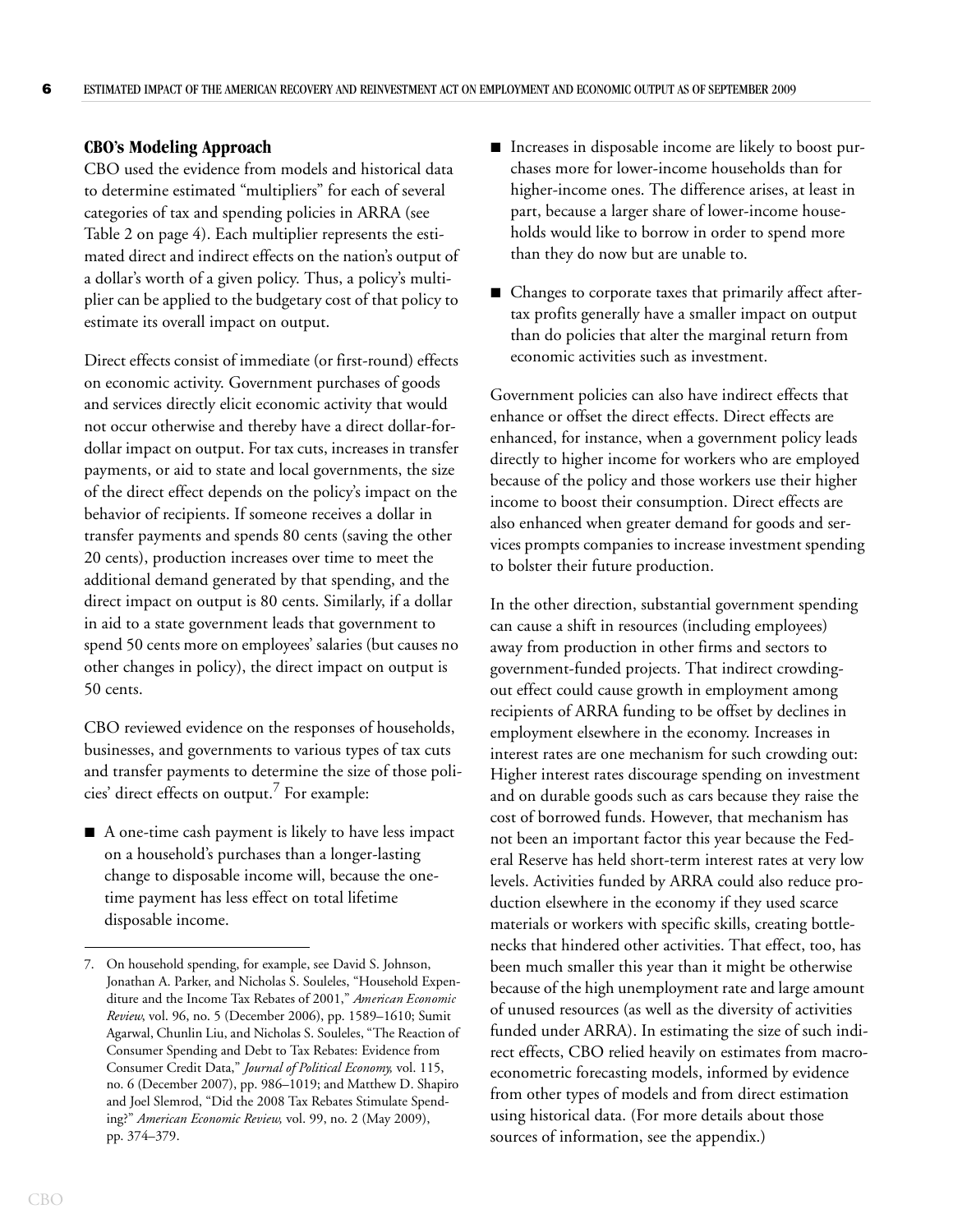### CBO's Modeling Approach

CBO used the evidence from models and historical data to determine estimated "multipliers" for each of several categories of tax and spending policies in ARRA (see Table 2 on page 4). Each multiplier represents the estimated direct and indirect effects on the nation's output of a dollar's worth of a given policy. Thus, a policy's multiplier can be applied to the budgetary cost of that policy to estimate its overall impact on output.

Direct effects consist of immediate (or first-round) effects on economic activity. Government purchases of goods and services directly elicit economic activity that would not occur otherwise and thereby have a direct dollar-for-dollar impact on output. For tax cuts, increases in transfer payments, or aid to state and local governments, the size of the direct effect depends on the policy's impact on the behavior of recipients. If someone receives a dollar in transfer payments and spends 80 cents (saving the other 20 cents), production increases over time to meet the additional demand generated by that spending, and the direct impact on output is 80 cents. Similarly, if a dollar in aid to a state government leads that government to spend 50 cents more on employees' salaries (but causes no other changes in policy), the direct impact on output is 50 cents.

CBO reviewed evidence on the responses of households, businesses, and governments to various types of tax cuts and transfer payments to determine the size of those policies' direct effects on output.[7] For example:

- A one-time cash payment is likely to have less impact on a household's purchases than a longer-lasting change to disposable income will, because the one-time payment has less effect on total lifetime disposable income.
- Increases in disposable income are likely to boost purchases more for lower-income households than for higher-income ones. The difference arises, at least in part, because a larger share of lower-income households would like to borrow in order to spend more than they do now but are unable to.
- Changes to corporate taxes that primarily affect after-tax profits generally have a smaller impact on output than do policies that alter the marginal return from economic activities such as investment.

Government policies can also have indirect effects that enhance or offset the direct effects. Direct effects are enhanced, for instance, when a government policy leads directly to higher income for workers who are employed because of the policy and those workers use their higher income to boost their consumption. Direct effects are also enhanced when greater demand for goods and services prompts companies to increase investment spending to bolster their future production.

In the other direction, substantial government spending can cause a shift in resources (including employees) away from production in other firms and sectors to government-funded projects. That indirect crowding-out effect could cause growth in employment among recipients of ARRA funding to be offset by declines in employment elsewhere in the economy. Increases in interest rates are one mechanism for such crowding out: Higher interest rates discourage spending on investment and on durable goods such as cars because they raise the cost of borrowed funds. However, that mechanism has not been an important factor this year because the Federal Reserve has held short-term interest rates at very low levels. Activities funded by ARRA could also reduce production elsewhere in the economy if they used scarce materials or workers with specific skills, creating bottlenecks that hindered other activities. That effect, too, has been much smaller this year than it might be otherwise because of the high unemployment rate and large amount of unused resources (as well as the diversity of activities funded under ARRA). In estimating the size of such indirect effects, CBO relied heavily on estimates from macroeconometric forecasting models, informed by evidence from other types of models and from direct estimation using historical data. (For more details about those sources of information, see the appendix.)

---

7. On household spending, for example, see David S. Johnson, Jonathan A. Parker, and Nicholas S. Souleles, "Household Expenditure and the Income Tax Rebates of 2001," *American Economic Review*, vol. 96, no. 5 (December 2006), pp. 1589–1610; Sumit Agarwal, Chunlin Liu, and Nicholas S. Souleles, "The Reaction of Consumer Spending and Debt to Tax Rebates: Evidence from Consumer Credit Data," *Journal of Political Economy,* vol. 115, no. 6 (December 2007), pp. 986–1019; and Matthew D. Shapiro and Joel Slemrod, "Did the 2008 Tax Rebates Stimulate Spending?" *American Economic Review,* vol. 99, no. 2 (May 2009), pp. 374–379.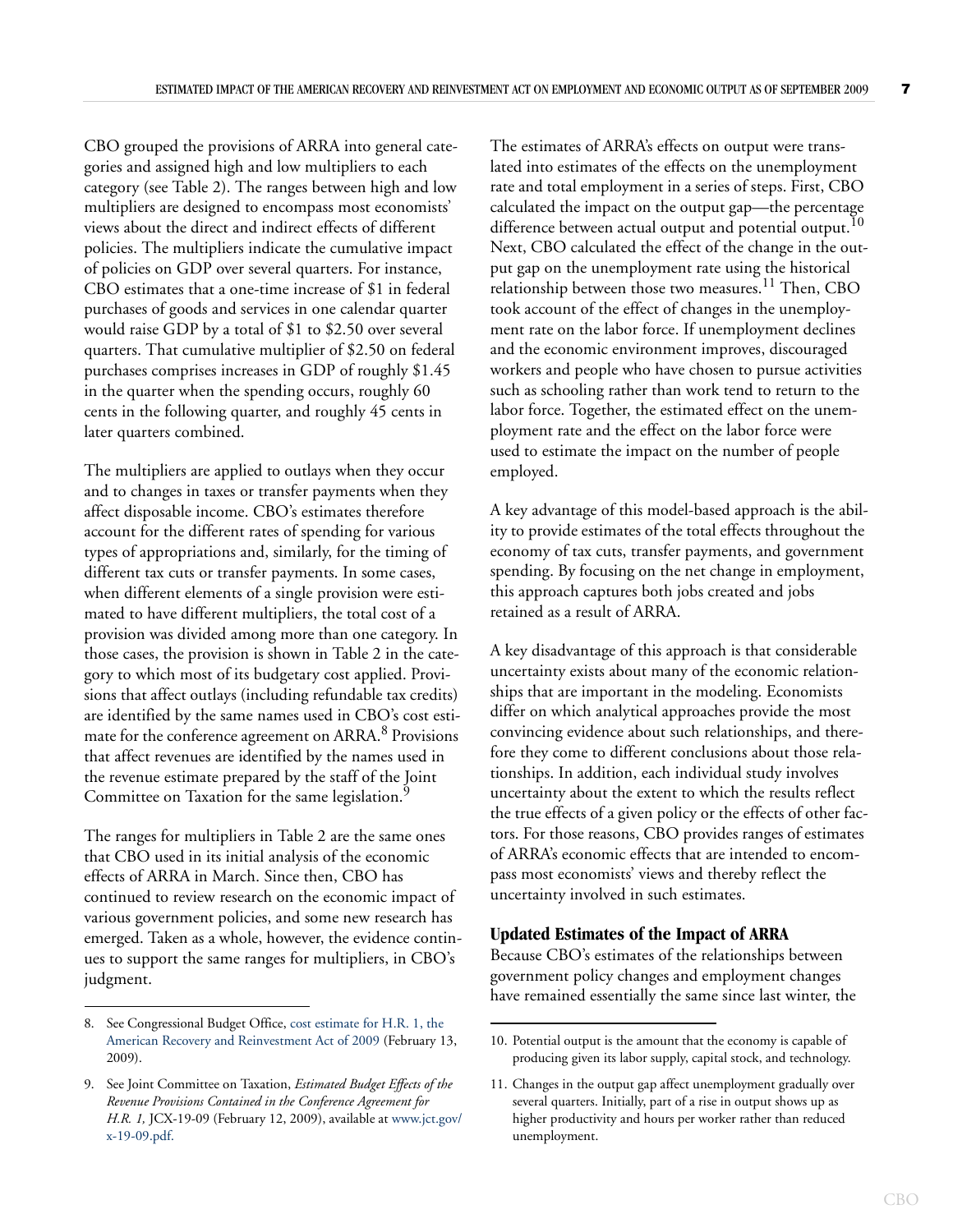CBO grouped the provisions of ARRA into general categories and assigned high and low multipliers to each category (see Table 2). The ranges between high and low multipliers are designed to encompass most economists' views about the direct and indirect effects of different policies. The multipliers indicate the cumulative impact of policies on GDP over several quarters. For instance, CBO estimates that a one-time increase of $1 in federal purchases of goods and services in one calendar quarter would raise GDP by a total of $1 to $2.50 over several quarters. That cumulative multiplier of $2.50 on federal purchases comprises increases in GDP of roughly $1.45 in the quarter when the spending occurs, roughly 60 cents in the following quarter, and roughly 45 cents in later quarters combined.

The multipliers are applied to outlays when they occur and to changes in taxes or transfer payments when they affect disposable income. CBO's estimates therefore account for the different rates of spending for various types of appropriations and, similarly, for the timing of different tax cuts or transfer payments. In some cases, when different elements of a single provision were estimated to have different multipliers, the total cost of a provision was divided among more than one category. In those cases, the provision is shown in Table 2 in the category to which most of its budgetary cost applied. Provisions that affect outlays (including refundable tax credits) are identified by the same names used in CBO's cost estimate for the conference agreement on ARRA.[8] Provisions that affect revenues are identified by the names used in the revenue estimate prepared by the staff of the Joint Committee on Taxation for the same legislation.[9]

The ranges for multipliers in Table 2 are the same ones that CBO used in its initial analysis of the economic effects of ARRA in March. Since then, CBO has continued to review research on the economic impact of various government policies, and some new research has emerged. Taken as a whole, however, the evidence continues to support the same ranges for multipliers, in CBO's judgment.

The estimates of ARRA's effects on output were translated into estimates of the effects on the unemployment rate and total employment in a series of steps. First, CBO calculated the impact on the output gap—the percentage difference between actual output and potential output.[10] Next, CBO calculated the effect of the change in the output gap on the unemployment rate using the historical relationship between those two measures.[11] Then, CBO took account of the effect of changes in the unemployment rate on the labor force. If unemployment declines and the economic environment improves, discouraged workers and people who have chosen to pursue activities such as schooling rather than work tend to return to the labor force. Together, the estimated effect on the unemployment rate and the effect on the labor force were used to estimate the impact on the number of people employed.

A key advantage of this model-based approach is the ability to provide estimates of the total effects throughout the economy of tax cuts, transfer payments, and government spending. By focusing on the net change in employment, this approach captures both jobs created and jobs retained as a result of ARRA.

A key disadvantage of this approach is that considerable uncertainty exists about many of the economic relationships that are important in the modeling. Economists differ on which analytical approaches provide the most convincing evidence about such relationships, and therefore they come to different conclusions about those relationships. In addition, each individual study involves uncertainty about the extent to which the results reflect the true effects of a given policy or the effects of other factors. For those reasons, CBO provides ranges of estimates of ARRA's economic effects that are intended to encompass most economists' views and thereby reflect the uncertainty involved in such estimates.

## Updated Estimates of the Impact of ARRA

Because CBO's estimates of the relationships between government policy changes and employment changes have remained essentially the same since last winter, the

---

8. See Congressional Budget Office, cost estimate for H.R. 1, the American Recovery and Reinvestment Act of 2009 (February 13, 2009).

9. See Joint Committee on Taxation, *Estimated Budget Effects of the Revenue Provisions Contained in the Conference Agreement for H.R. 1,* JCX-19-09 (February 12, 2009), available at www.jct.gov/x-19-09.pdf.

10. Potential output is the amount that the economy is capable of producing given its labor supply, capital stock, and technology.

11. Changes in the output gap affect unemployment gradually over several quarters. Initially, part of a rise in output shows up as higher productivity and hours per worker rather than reduced unemployment.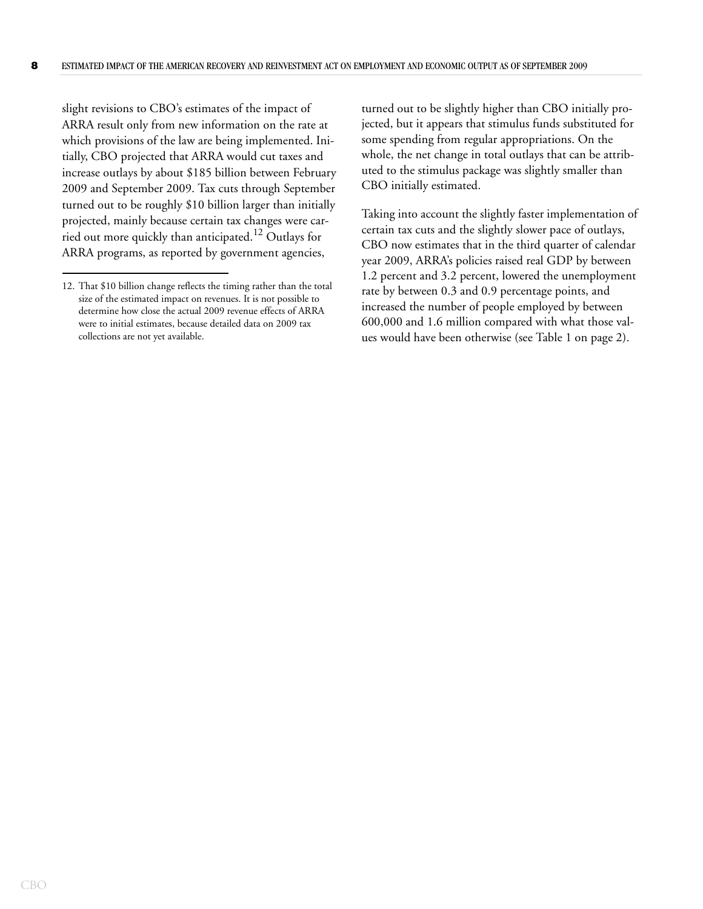slight revisions to CBO's estimates of the impact of ARRA result only from new information on the rate at which provisions of the law are being implemented. Initially, CBO projected that ARRA would cut taxes and increase outlays by about $185 billion between February 2009 and September 2009. Tax cuts through September turned out to be roughly $10 billion larger than initially projected, mainly because certain tax changes were carried out more quickly than anticipated.[12] Outlays for ARRA programs, as reported by government agencies, turned out to be slightly higher than CBO initially projected, but it appears that stimulus funds substituted for some spending from regular appropriations. On the whole, the net change in total outlays that can be attributed to the stimulus package was slightly smaller than CBO initially estimated.

Taking into account the slightly faster implementation of certain tax cuts and the slightly slower pace of outlays, CBO now estimates that in the third quarter of calendar year 2009, ARRA's policies raised real GDP by between 1.2 percent and 3.2 percent, lowered the unemployment rate by between 0.3 and 0.9 percentage points, and increased the number of people employed by between 600,000 and 1.6 million compared with what those values would have been otherwise (see Table 1 on page 2).

12. That $10 billion change reflects the timing rather than the total size of the estimated impact on revenues. It is not possible to determine how close the actual 2009 revenue effects of ARRA were to initial estimates, because detailed data on 2009 tax collections are not yet available.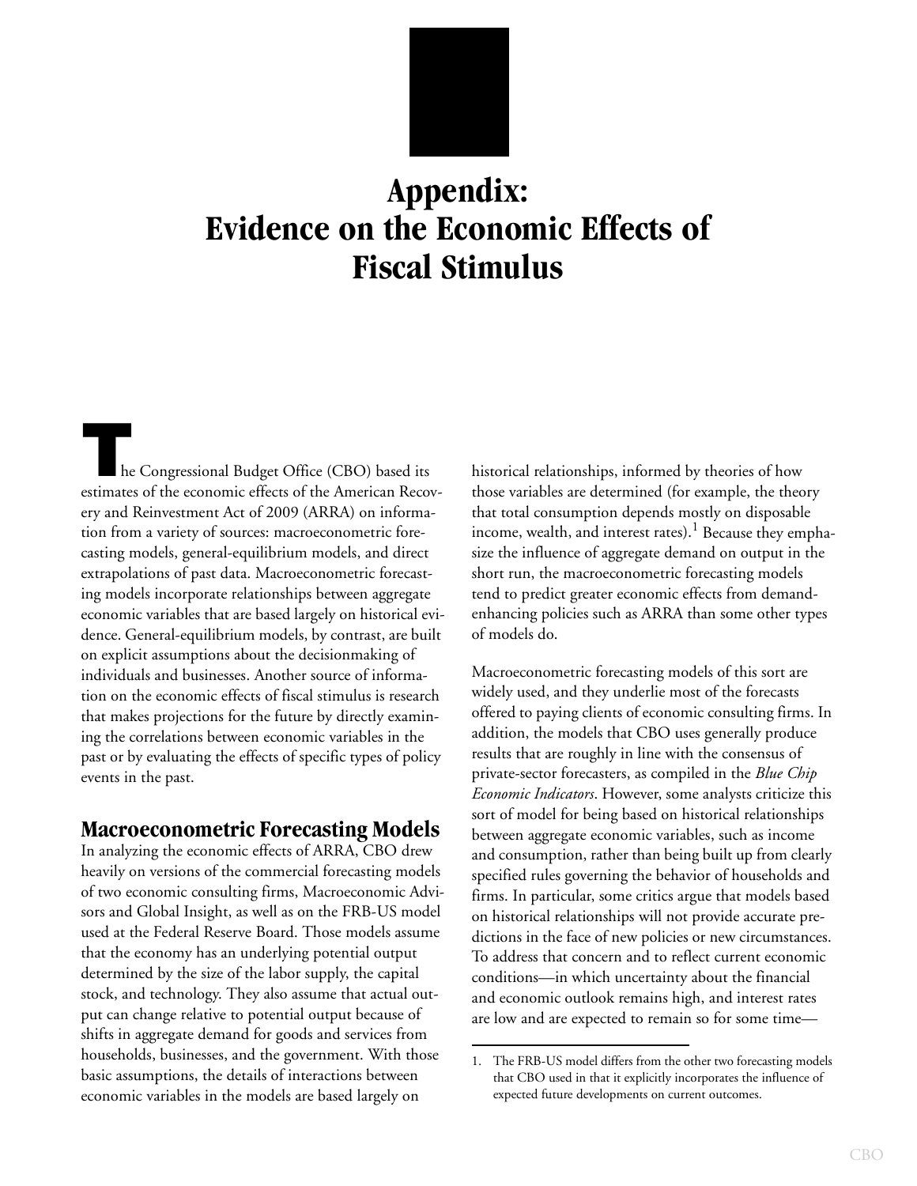# Appendix: Evidence on the Economic Effects of Fiscal Stimulus

The Congressional Budget Office (CBO) based its estimates of the economic effects of the American Recovery and Reinvestment Act of 2009 (ARRA) on information from a variety of sources: macroeconometric forecasting models, general-equilibrium models, and direct extrapolations of past data. Macroeconometric forecasting models incorporate relationships between aggregate economic variables that are based largely on historical evidence. General-equilibrium models, by contrast, are built on explicit assumptions about the decisionmaking of individuals and businesses. Another source of information on the economic effects of fiscal stimulus is research that makes projections for the future by directly examining the correlations between economic variables in the past or by evaluating the effects of specific types of policy events in the past.

## Macroeconometric Forecasting Models

In analyzing the economic effects of ARRA, CBO drew heavily on versions of the commercial forecasting models of two economic consulting firms, Macroeconomic Advisors and Global Insight, as well as on the FRB-US model used at the Federal Reserve Board. Those models assume that the economy has an underlying potential output determined by the size of the labor supply, the capital stock, and technology. They also assume that actual output can change relative to potential output because of shifts in aggregate demand for goods and services from households, businesses, and the government. With those basic assumptions, the details of interactions between economic variables in the models are based largely on historical relationships, informed by theories of how those variables are determined (for example, the theory that total consumption depends mostly on disposable income, wealth, and interest rates).[1] Because they emphasize the influence of aggregate demand on output in the short run, the macroeconometric forecasting models tend to predict greater economic effects from demand-enhancing policies such as ARRA than some other types of models do.

Macroeconometric forecasting models of this sort are widely used, and they underlie most of the forecasts offered to paying clients of economic consulting firms. In addition, the models that CBO uses generally produce results that are roughly in line with the consensus of private-sector forecasters, as compiled in the *Blue Chip Economic Indicators*. However, some analysts criticize this sort of model for being based on historical relationships between aggregate economic variables, such as income and consumption, rather than being built up from clearly specified rules governing the behavior of households and firms. In particular, some critics argue that models based on historical relationships will not provide accurate predictions in the face of new policies or new circumstances. To address that concern and to reflect current economic conditions—in which uncertainty about the financial and economic outlook remains high, and interest rates are low and are expected to remain so for some time—

1. The FRB-US model differs from the other two forecasting models that CBO used in that it explicitly incorporates the influence of expected future developments on current outcomes.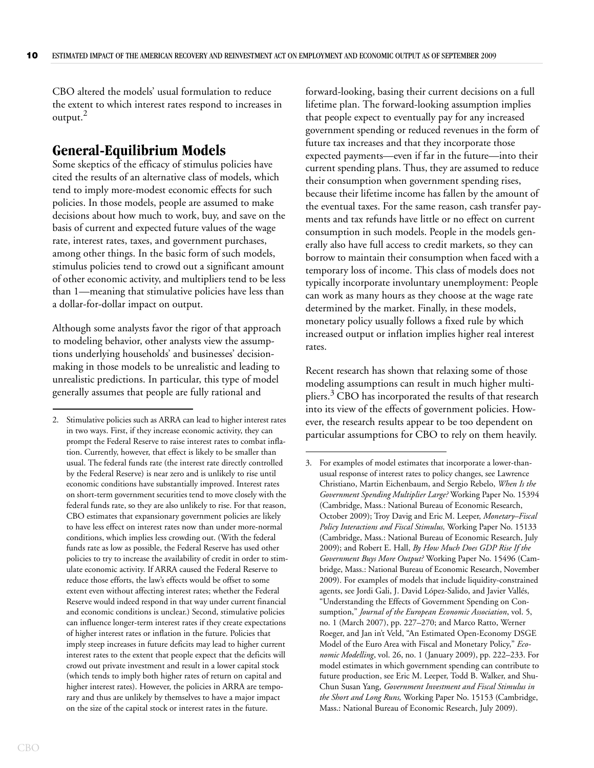CBO altered the models' usual formulation to reduce the extent to which interest rates respond to increases in output.[2]

## General-Equilibrium Models

Some skeptics of the efficacy of stimulus policies have cited the results of an alternative class of models, which tend to imply more-modest economic effects for such policies. In those models, people are assumed to make decisions about how much to work, buy, and save on the basis of current and expected future values of the wage rate, interest rates, taxes, and government purchases, among other things. In the basic form of such models, stimulus policies tend to crowd out a significant amount of other economic activity, and multipliers tend to be less than 1—meaning that stimulative policies have less than a dollar-for-dollar impact on output.

Although some analysts favor the rigor of that approach to modeling behavior, other analysts view the assumptions underlying households' and businesses' decision-making in those models to be unrealistic and leading to unrealistic predictions. In particular, this type of model generally assumes that people are fully rational and forward-looking, basing their current decisions on a full lifetime plan. The forward-looking assumption implies that people expect to eventually pay for any increased government spending or reduced revenues in the form of future tax increases and that they incorporate those expected payments—even if far in the future—into their current spending plans. Thus, they are assumed to reduce their consumption when government spending rises, because their lifetime income has fallen by the amount of the eventual taxes. For the same reason, cash transfer payments and tax refunds have little or no effect on current consumption in such models. People in the models generally also have full access to credit markets, so they can borrow to maintain their consumption when faced with a temporary loss of income. This class of models does not typically incorporate involuntary unemployment: People can work as many hours as they choose at the wage rate determined by the market. Finally, in these models, monetary policy usually follows a fixed rule by which increased output or inflation implies higher real interest rates.

Recent research has shown that relaxing some of those modeling assumptions can result in much higher multipliers.[3] CBO has incorporated the results of that research into its view of the effects of government policies. However, the research results appear to be too dependent on particular assumptions for CBO to rely on them heavily.

---

2. Stimulative policies such as ARRA can lead to higher interest rates in two ways. First, if they increase economic activity, they can prompt the Federal Reserve to raise interest rates to combat inflation. Currently, however, that effect is likely to be smaller than usual. The federal funds rate (the interest rate directly controlled by the Federal Reserve) is near zero and is unlikely to rise until economic conditions have substantially improved. Interest rates on short-term government securities tend to move closely with the federal funds rate, so they are also unlikely to rise. For that reason, CBO estimates that expansionary government policies are likely to have less effect on interest rates now than under more-normal conditions, which implies less crowding out. (With the federal funds rate as low as possible, the Federal Reserve has used other policies to try to increase the availability of credit in order to stimulate economic activity. If ARRA caused the Federal Reserve to reduce those efforts, the law's effects would be offset to some extent even without affecting interest rates; whether the Federal Reserve would indeed respond in that way under current financial and economic conditions is unclear.) Second, stimulative policies can influence longer-term interest rates if they create expectations of higher interest rates or inflation in the future. Policies that imply steep increases in future deficits may lead to higher current interest rates to the extent that people expect that the deficits will crowd out private investment and result in a lower capital stock (which tends to imply both higher rates of return on capital and higher interest rates). However, the policies in ARRA are temporary and thus are unlikely by themselves to have a major impact on the size of the capital stock or interest rates in the future.

3. For examples of model estimates that incorporate a lower-than-usual response of interest rates to policy changes, see Lawrence Christiano, Martin Eichenbaum, and Sergio Rebelo, *When Is the Government Spending Multiplier Large?* Working Paper No. 15394 (Cambridge, Mass.: National Bureau of Economic Research, October 2009); Troy Davig and Eric M. Leeper, *Monetary–Fiscal Policy Interactions and Fiscal Stimulus,* Working Paper No. 15133 (Cambridge, Mass.: National Bureau of Economic Research, July 2009); and Robert E. Hall, *By How Much Does GDP Rise If the Government Buys More Output?* Working Paper No. 15496 (Cambridge, Mass.: National Bureau of Economic Research, November 2009). For examples of models that include liquidity-constrained agents, see Jordi Gali, J. David López-Salido, and Javier Vallés, "Understanding the Effects of Government Spending on Consumption," *Journal of the European Economic Association*, vol. 5, no. 1 (March 2007), pp. 227–270; and Marco Ratto, Werner Roeger, and Jan in't Veld, "An Estimated Open-Economy DSGE Model of the Euro Area with Fiscal and Monetary Policy," *Economic Modelling*, vol. 26, no. 1 (January 2009), pp. 222–233. For model estimates in which government spending can contribute to future production, see Eric M. Leeper, Todd B. Walker, and Shu-Chun Susan Yang, *Government Investment and Fiscal Stimulus in the Short and Long Runs,* Working Paper No. 15153 (Cambridge, Mass.: National Bureau of Economic Research, July 2009).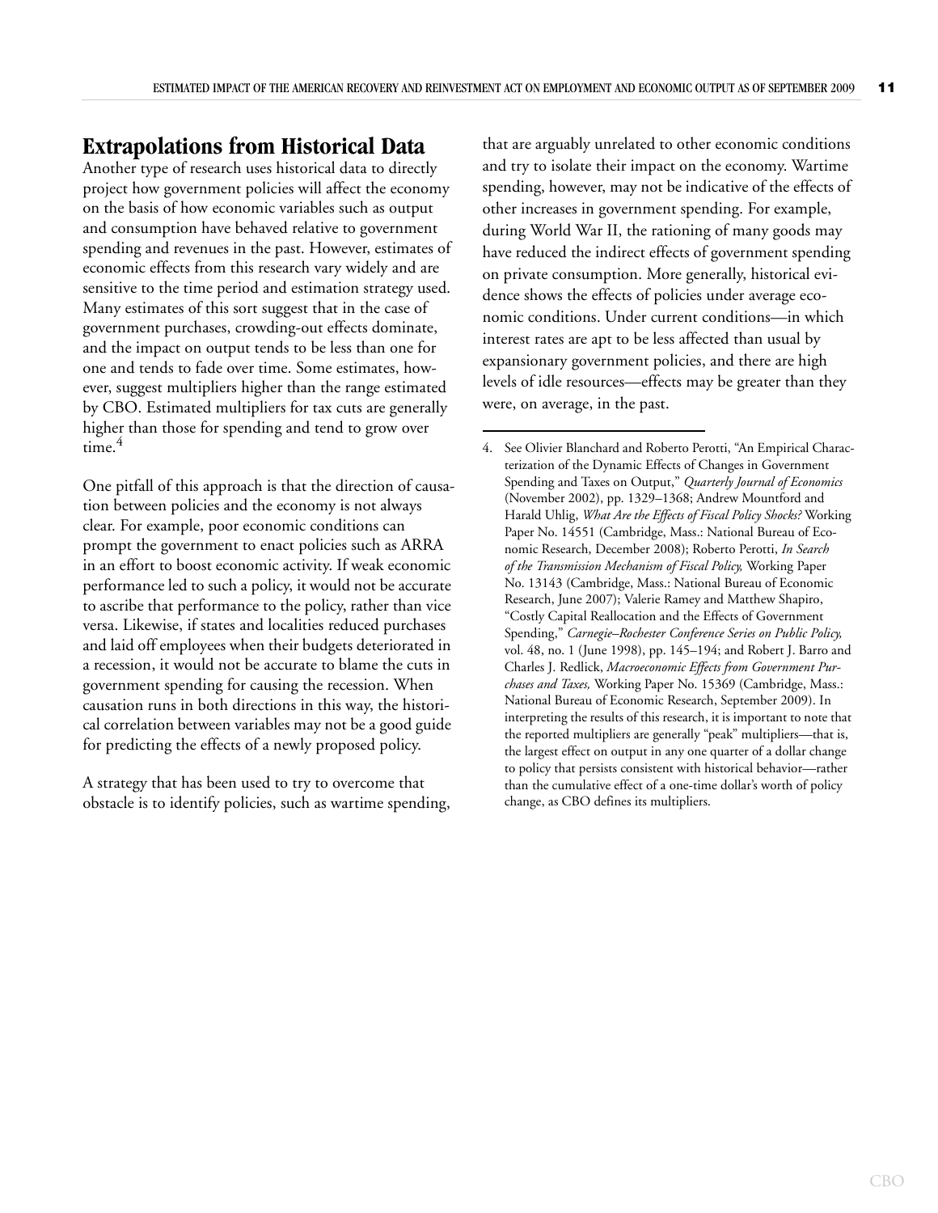## Extrapolations from Historical Data

Another type of research uses historical data to directly project how government policies will affect the economy on the basis of how economic variables such as output and consumption have behaved relative to government spending and revenues in the past. However, estimates of economic effects from this research vary widely and are sensitive to the time period and estimation strategy used. Many estimates of this sort suggest that in the case of government purchases, crowding-out effects dominate, and the impact on output tends to be less than one for one and tends to fade over time. Some estimates, however, suggest multipliers higher than the range estimated by CBO. Estimated multipliers for tax cuts are generally higher than those for spending and tend to grow over time.[4]

One pitfall of this approach is that the direction of causation between policies and the economy is not always clear. For example, poor economic conditions can prompt the government to enact policies such as ARRA in an effort to boost economic activity. If weak economic performance led to such a policy, it would not be accurate to ascribe that performance to the policy, rather than vice versa. Likewise, if states and localities reduced purchases and laid off employees when their budgets deteriorated in a recession, it would not be accurate to blame the cuts in government spending for causing the recession. When causation runs in both directions in this way, the historical correlation between variables may not be a good guide for predicting the effects of a newly proposed policy.

A strategy that has been used to try to overcome that obstacle is to identify policies, such as wartime spending, that are arguably unrelated to other economic conditions and try to isolate their impact on the economy. Wartime spending, however, may not be indicative of the effects of other increases in government spending. For example, during World War II, the rationing of many goods may have reduced the indirect effects of government spending on private consumption. More generally, historical evidence shows the effects of policies under average economic conditions. Under current conditions—in which interest rates are apt to be less affected than usual by expansionary government policies, and there are high levels of idle resources—effects may be greater than they were, on average, in the past.

4. See Olivier Blanchard and Roberto Perotti, "An Empirical Characterization of the Dynamic Effects of Changes in Government Spending and Taxes on Output," *Quarterly Journal of Economics* (November 2002), pp. 1329–1368; Andrew Mountford and Harald Uhlig, *What Are the Effects of Fiscal Policy Shocks?* Working Paper No. 14551 (Cambridge, Mass.: National Bureau of Economic Research, December 2008); Roberto Perotti, *In Search of the Transmission Mechanism of Fiscal Policy,* Working Paper No. 13143 (Cambridge, Mass.: National Bureau of Economic Research, June 2007); Valerie Ramey and Matthew Shapiro, "Costly Capital Reallocation and the Effects of Government Spending," *Carnegie–Rochester Conference Series on Public Policy,* vol. 48, no. 1 (June 1998), pp. 145–194; and Robert J. Barro and Charles J. Redlick, *Macroeconomic Effects from Government Purchases and Taxes,* Working Paper No. 15369 (Cambridge, Mass.: National Bureau of Economic Research, September 2009). In interpreting the results of this research, it is important to note that the reported multipliers are generally "peak" multipliers—that is, the largest effect on output in any one quarter of a dollar change to policy that persists consistent with historical behavior—rather than the cumulative effect of a one-time dollar's worth of policy change, as CBO defines its multipliers.